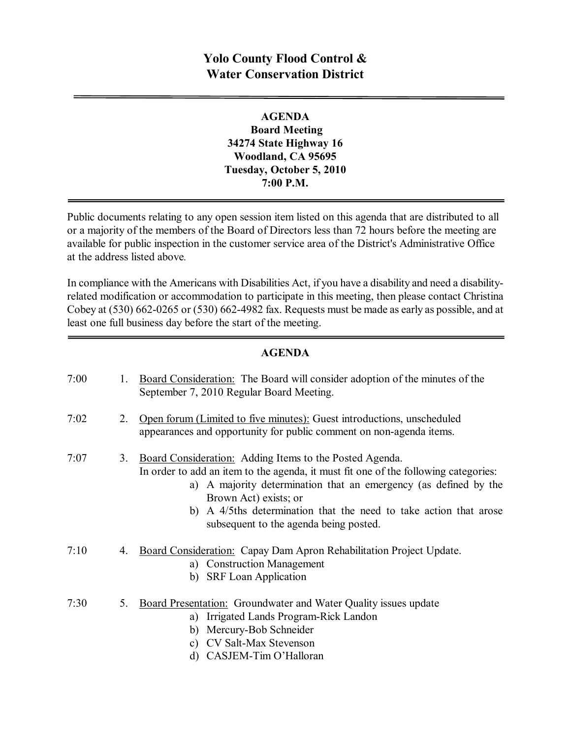# Yolo County Flood Control & Water Conservation District

---

**AGENDA**
**Board Meeting**
**34274 State Highway 16**
**Woodland, CA 95695**
**Tuesday, October 5, 2010**
**7:00 P.M.**

---

Public documents relating to any open session item listed on this agenda that are distributed to all or a majority of the members of the Board of Directors less than 72 hours before the meeting are available for public inspection in the customer service area of the District's Administrative Office at the address listed above.

In compliance with the Americans with Disabilities Act, if you have a disability and need a disability-related modification or accommodation to participate in this meeting, then please contact Christina Cobey at (530) 662-0265 or (530) 662-4982 fax. Requests must be made as early as possible, and at least one full business day before the start of the meeting.

---

## AGENDA

7:00 1. Board Consideration: The Board will consider adoption of the minutes of the September 7, 2010 Regular Board Meeting.

7:02 2. Open forum (Limited to five minutes): Guest introductions, unscheduled appearances and opportunity for public comment on non-agenda items.

7:07 3. Board Consideration: Adding Items to the Posted Agenda.
In order to add an item to the agenda, it must fit one of the following categories:
   a) A majority determination that an emergency (as defined by the Brown Act) exists; or
   b) A 4/5ths determination that the need to take action that arose subsequent to the agenda being posted.

7:10 4. Board Consideration: Capay Dam Apron Rehabilitation Project Update.
   a) Construction Management
   b) SRF Loan Application

7:30 5. Board Presentation: Groundwater and Water Quality issues update
   a) Irrigated Lands Program-Rick Landon
   b) Mercury-Bob Schneider
   c) CV Salt-Max Stevenson
   d) CASJEM-Tim O'Halloran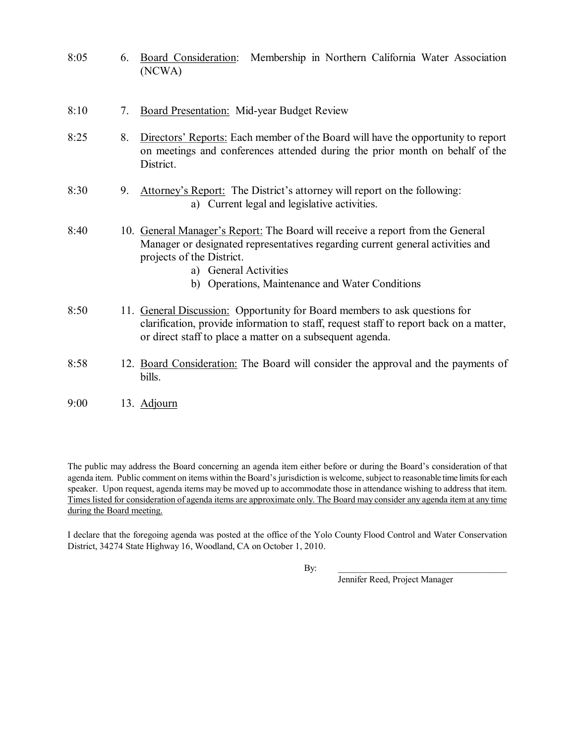8:05 6. Board Consideration: Membership in Northern California Water Association (NCWA)

8:10 7. Board Presentation: Mid-year Budget Review

8:25 8. Directors' Reports: Each member of the Board will have the opportunity to report on meetings and conferences attended during the prior month on behalf of the District.

8:30 9. Attorney's Report: The District's attorney will report on the following:

- a) Current legal and legislative activities.

8:40 10. General Manager's Report: The Board will receive a report from the General Manager or designated representatives regarding current general activities and projects of the District.

- a) General Activities
- b) Operations, Maintenance and Water Conditions

8:50 11. General Discussion: Opportunity for Board members to ask questions for clarification, provide information to staff, request staff to report back on a matter, or direct staff to place a matter on a subsequent agenda.

8:58 12. Board Consideration: The Board will consider the approval and the payments of bills.

9:00 13. Adjourn

The public may address the Board concerning an agenda item either before or during the Board's consideration of that agenda item. Public comment on items within the Board's jurisdiction is welcome, subject to reasonable time limits for each speaker. Upon request, agenda items may be moved up to accommodate those in attendance wishing to address that item. Times listed for consideration of agenda items are approximate only. The Board may consider any agenda item at any time during the Board meeting.

I declare that the foregoing agenda was posted at the office of the Yolo County Flood Control and Water Conservation District, 34274 State Highway 16, Woodland, CA on October 1, 2010.

By: ______________________________

Jennifer Reed, Project Manager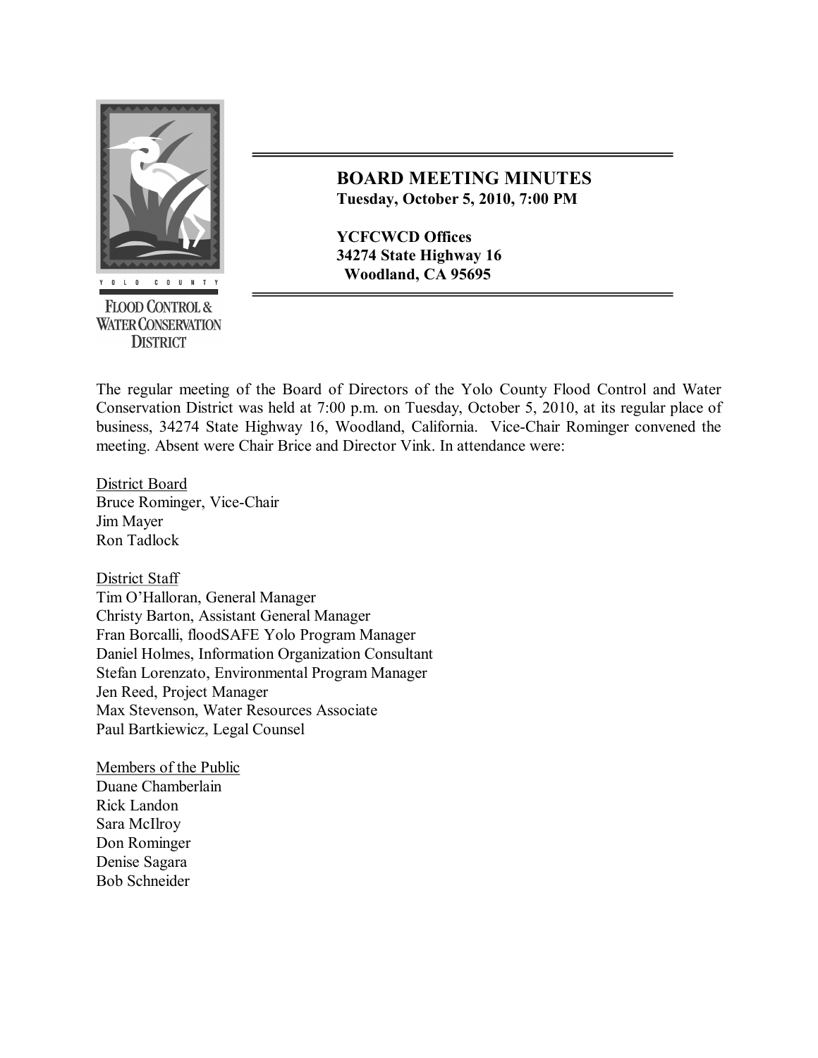YOLO COUNTY
FLOOD CONTROL & WATER CONSERVATION DISTRICT

# BOARD MEETING MINUTES

**Tuesday, October 5, 2010, 7:00 PM**

**YCFCWCD Offices**
**34274 State Highway 16**
**Woodland, CA 95695**

The regular meeting of the Board of Directors of the Yolo County Flood Control and Water Conservation District was held at 7:00 p.m. on Tuesday, October 5, 2010, at its regular place of business, 34274 State Highway 16, Woodland, California. Vice-Chair Rominger convened the meeting. Absent were Chair Brice and Director Vink. In attendance were:

District Board
Bruce Rominger, Vice-Chair
Jim Mayer
Ron Tadlock

District Staff
Tim O'Halloran, General Manager
Christy Barton, Assistant General Manager
Fran Borcalli, floodSAFE Yolo Program Manager
Daniel Holmes, Information Organization Consultant
Stefan Lorenzato, Environmental Program Manager
Jen Reed, Project Manager
Max Stevenson, Water Resources Associate
Paul Bartkiewicz, Legal Counsel

Members of the Public
Duane Chamberlain
Rick Landon
Sara McIlroy
Don Rominger
Denise Sagara
Bob Schneider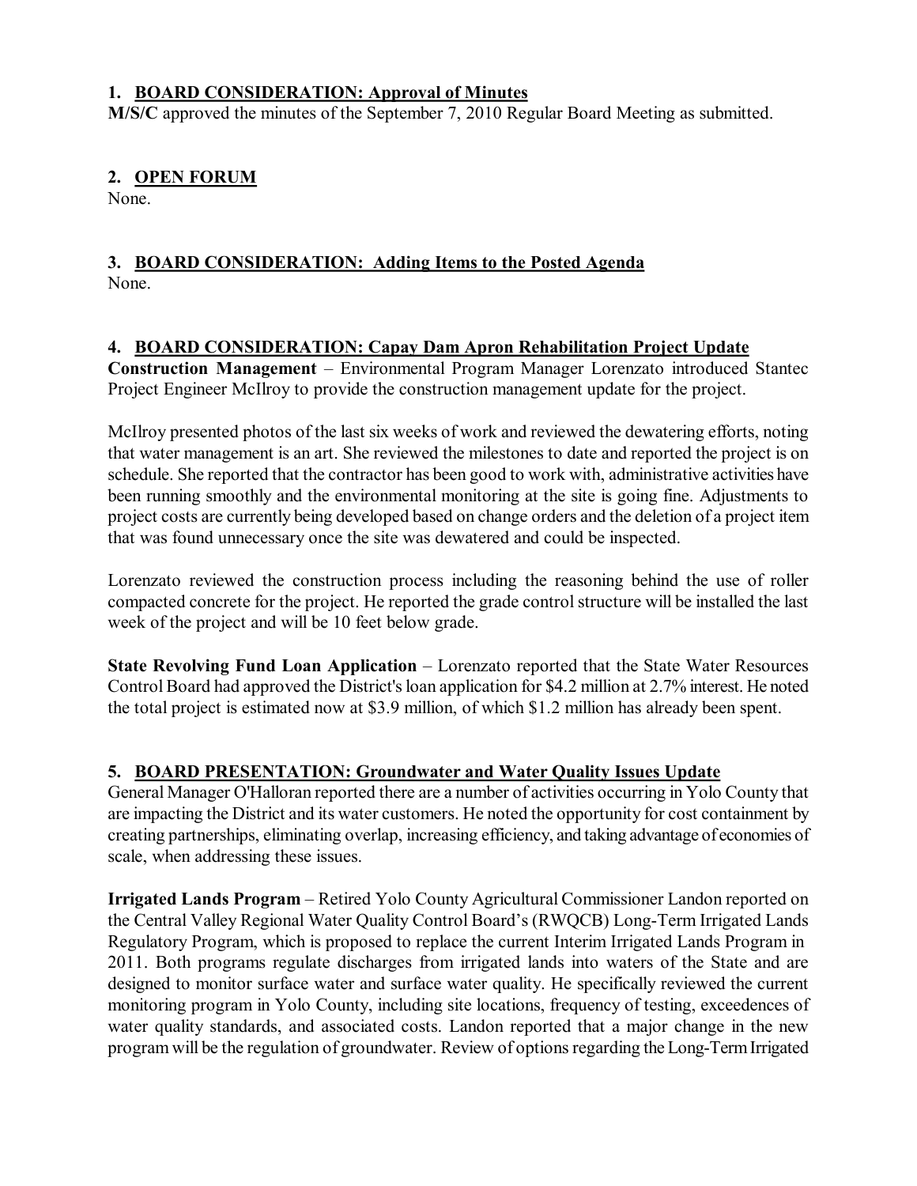**1. BOARD CONSIDERATION: Approval of Minutes**

**M/S/C** approved the minutes of the September 7, 2010 Regular Board Meeting as submitted.

**2. OPEN FORUM**

None.

**3. BOARD CONSIDERATION: Adding Items to the Posted Agenda**

None.

**4. BOARD CONSIDERATION: Capay Dam Apron Rehabilitation Project Update**

**Construction Management** – Environmental Program Manager Lorenzato introduced Stantec Project Engineer McIlroy to provide the construction management update for the project.

McIlroy presented photos of the last six weeks of work and reviewed the dewatering efforts, noting that water management is an art. She reviewed the milestones to date and reported the project is on schedule. She reported that the contractor has been good to work with, administrative activities have been running smoothly and the environmental monitoring at the site is going fine. Adjustments to project costs are currently being developed based on change orders and the deletion of a project item that was found unnecessary once the site was dewatered and could be inspected.

Lorenzato reviewed the construction process including the reasoning behind the use of roller compacted concrete for the project. He reported the grade control structure will be installed the last week of the project and will be 10 feet below grade.

**State Revolving Fund Loan Application** – Lorenzato reported that the State Water Resources Control Board had approved the District's loan application for $4.2 million at 2.7% interest. He noted the total project is estimated now at $3.9 million, of which $1.2 million has already been spent.

**5. BOARD PRESENTATION: Groundwater and Water Quality Issues Update**

General Manager O'Halloran reported there are a number of activities occurring in Yolo County that are impacting the District and its water customers. He noted the opportunity for cost containment by creating partnerships, eliminating overlap, increasing efficiency, and taking advantage of economies of scale, when addressing these issues.

**Irrigated Lands Program** – Retired Yolo County Agricultural Commissioner Landon reported on the Central Valley Regional Water Quality Control Board's (RWQCB) Long-Term Irrigated Lands Regulatory Program, which is proposed to replace the current Interim Irrigated Lands Program in 2011. Both programs regulate discharges from irrigated lands into waters of the State and are designed to monitor surface water and surface water quality. He specifically reviewed the current monitoring program in Yolo County, including site locations, frequency of testing, exceedences of water quality standards, and associated costs. Landon reported that a major change in the new program will be the regulation of groundwater. Review of options regarding the Long-Term Irrigated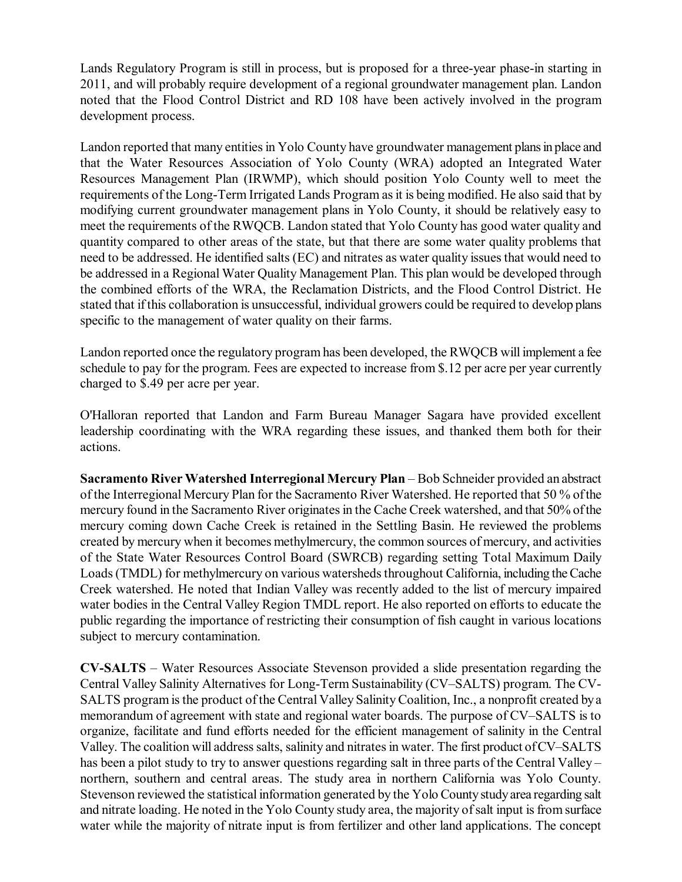Lands Regulatory Program is still in process, but is proposed for a three-year phase-in starting in 2011, and will probably require development of a regional groundwater management plan. Landon noted that the Flood Control District and RD 108 have been actively involved in the program development process.

Landon reported that many entities in Yolo County have groundwater management plans in place and that the Water Resources Association of Yolo County (WRA) adopted an Integrated Water Resources Management Plan (IRWMP), which should position Yolo County well to meet the requirements of the Long-Term Irrigated Lands Program as it is being modified. He also said that by modifying current groundwater management plans in Yolo County, it should be relatively easy to meet the requirements of the RWQCB. Landon stated that Yolo County has good water quality and quantity compared to other areas of the state, but that there are some water quality problems that need to be addressed. He identified salts (EC) and nitrates as water quality issues that would need to be addressed in a Regional Water Quality Management Plan. This plan would be developed through the combined efforts of the WRA, the Reclamation Districts, and the Flood Control District. He stated that if this collaboration is unsuccessful, individual growers could be required to develop plans specific to the management of water quality on their farms.

Landon reported once the regulatory program has been developed, the RWQCB will implement a fee schedule to pay for the program. Fees are expected to increase from $.12 per acre per year currently charged to $.49 per acre per year.

O'Halloran reported that Landon and Farm Bureau Manager Sagara have provided excellent leadership coordinating with the WRA regarding these issues, and thanked them both for their actions.

**Sacramento River Watershed Interregional Mercury Plan** – Bob Schneider provided an abstract of the Interregional Mercury Plan for the Sacramento River Watershed. He reported that 50 % of the mercury found in the Sacramento River originates in the Cache Creek watershed, and that 50% of the mercury coming down Cache Creek is retained in the Settling Basin. He reviewed the problems created by mercury when it becomes methylmercury, the common sources of mercury, and activities of the State Water Resources Control Board (SWRCB) regarding setting Total Maximum Daily Loads (TMDL) for methylmercury on various watersheds throughout California, including the Cache Creek watershed. He noted that Indian Valley was recently added to the list of mercury impaired water bodies in the Central Valley Region TMDL report. He also reported on efforts to educate the public regarding the importance of restricting their consumption of fish caught in various locations subject to mercury contamination.

**CV-SALTS** – Water Resources Associate Stevenson provided a slide presentation regarding the Central Valley Salinity Alternatives for Long-Term Sustainability (CV–SALTS) program. The CV-SALTS program is the product of the Central Valley Salinity Coalition, Inc., a nonprofit created by a memorandum of agreement with state and regional water boards. The purpose of CV–SALTS is to organize, facilitate and fund efforts needed for the efficient management of salinity in the Central Valley. The coalition will address salts, salinity and nitrates in water. The first product of CV–SALTS has been a pilot study to try to answer questions regarding salt in three parts of the Central Valley – northern, southern and central areas. The study area in northern California was Yolo County. Stevenson reviewed the statistical information generated by the Yolo County study area regarding salt and nitrate loading. He noted in the Yolo County study area, the majority of salt input is from surface water while the majority of nitrate input is from fertilizer and other land applications. The concept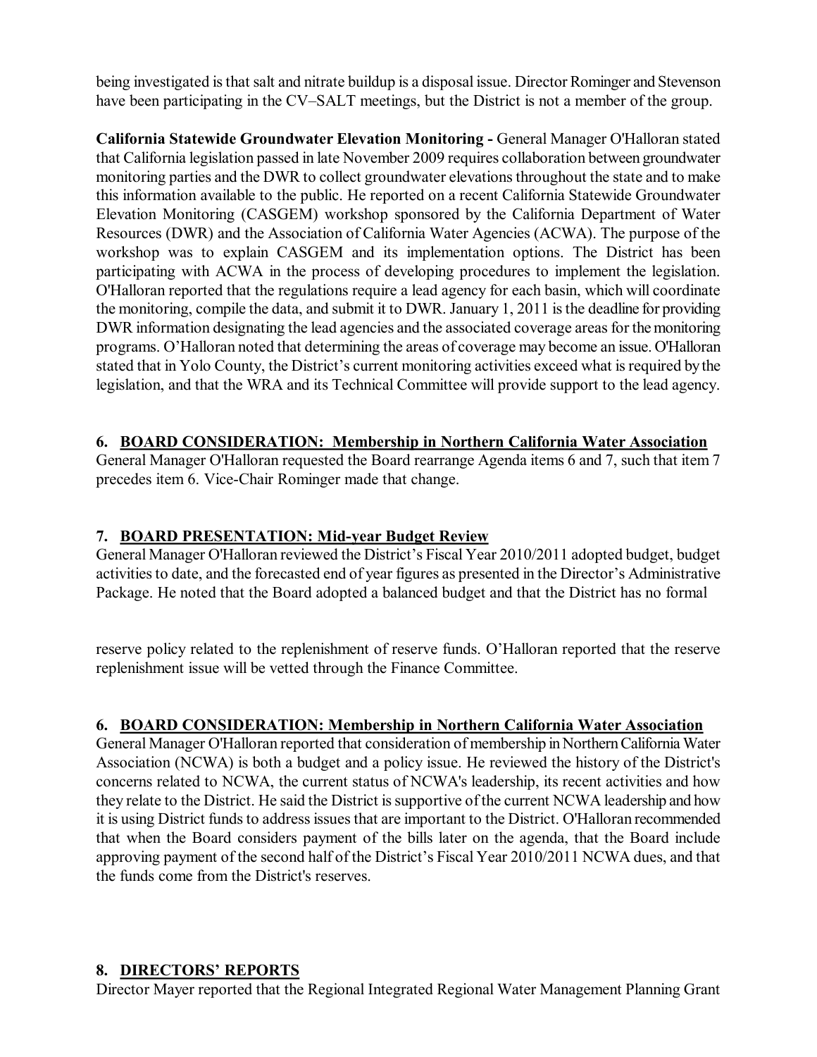being investigated is that salt and nitrate buildup is a disposal issue. Director Rominger and Stevenson have been participating in the CV–SALT meetings, but the District is not a member of the group.

**California Statewide Groundwater Elevation Monitoring -** General Manager O'Halloran stated that California legislation passed in late November 2009 requires collaboration between groundwater monitoring parties and the DWR to collect groundwater elevations throughout the state and to make this information available to the public. He reported on a recent California Statewide Groundwater Elevation Monitoring (CASGEM) workshop sponsored by the California Department of Water Resources (DWR) and the Association of California Water Agencies (ACWA). The purpose of the workshop was to explain CASGEM and its implementation options. The District has been participating with ACWA in the process of developing procedures to implement the legislation. O'Halloran reported that the regulations require a lead agency for each basin, which will coordinate the monitoring, compile the data, and submit it to DWR. January 1, 2011 is the deadline for providing DWR information designating the lead agencies and the associated coverage areas for the monitoring programs. O'Halloran noted that determining the areas of coverage may become an issue. O'Halloran stated that in Yolo County, the District's current monitoring activities exceed what is required by the legislation, and that the WRA and its Technical Committee will provide support to the lead agency.

**6. <u>BOARD CONSIDERATION: Membership in Northern California Water Association</u>**

General Manager O'Halloran requested the Board rearrange Agenda items 6 and 7, such that item 7 precedes item 6. Vice-Chair Rominger made that change.

**7. <u>BOARD PRESENTATION: Mid-year Budget Review</u>**

General Manager O'Halloran reviewed the District's Fiscal Year 2010/2011 adopted budget, budget activities to date, and the forecasted end of year figures as presented in the Director's Administrative Package. He noted that the Board adopted a balanced budget and that the District has no formal reserve policy related to the replenishment of reserve funds. O'Halloran reported that the reserve replenishment issue will be vetted through the Finance Committee.

**6. <u>BOARD CONSIDERATION: Membership in Northern California Water Association</u>**

General Manager O'Halloran reported that consideration of membership in Northern California Water Association (NCWA) is both a budget and a policy issue. He reviewed the history of the District's concerns related to NCWA, the current status of NCWA's leadership, its recent activities and how they relate to the District. He said the District is supportive of the current NCWA leadership and how it is using District funds to address issues that are important to the District. O'Halloran recommended that when the Board considers payment of the bills later on the agenda, that the Board include approving payment of the second half of the District's Fiscal Year 2010/2011 NCWA dues, and that the funds come from the District's reserves.

**8. <u>DIRECTORS' REPORTS</u>**

Director Mayer reported that the Regional Integrated Regional Water Management Planning Grant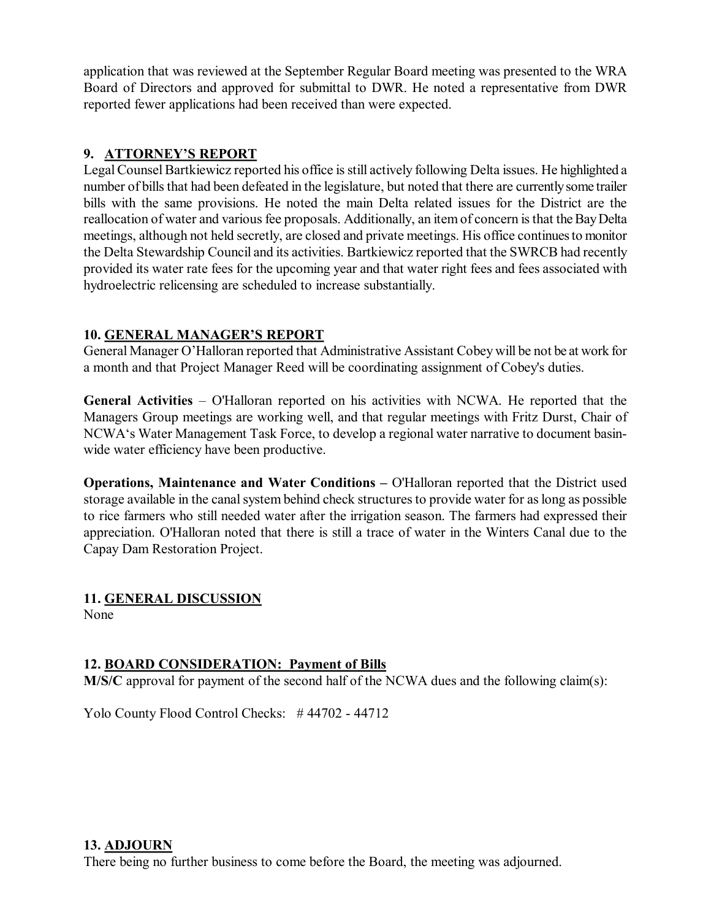application that was reviewed at the September Regular Board meeting was presented to the WRA Board of Directors and approved for submittal to DWR. He noted a representative from DWR reported fewer applications had been received than were expected.

## 9. ATTORNEY'S REPORT

Legal Counsel Bartkiewicz reported his office is still actively following Delta issues. He highlighted a number of bills that had been defeated in the legislature, but noted that there are currently some trailer bills with the same provisions. He noted the main Delta related issues for the District are the reallocation of water and various fee proposals. Additionally, an item of concern is that the Bay Delta meetings, although not held secretly, are closed and private meetings. His office continues to monitor the Delta Stewardship Council and its activities. Bartkiewicz reported that the SWRCB had recently provided its water rate fees for the upcoming year and that water right fees and fees associated with hydroelectric relicensing are scheduled to increase substantially.

## 10. GENERAL MANAGER'S REPORT

General Manager O'Halloran reported that Administrative Assistant Cobey will be not be at work for a month and that Project Manager Reed will be coordinating assignment of Cobey's duties.

**General Activities** – O'Halloran reported on his activities with NCWA. He reported that the Managers Group meetings are working well, and that regular meetings with Fritz Durst, Chair of NCWA's Water Management Task Force, to develop a regional water narrative to document basin-wide water efficiency have been productive.

**Operations, Maintenance and Water Conditions –** O'Halloran reported that the District used storage available in the canal system behind check structures to provide water for as long as possible to rice farmers who still needed water after the irrigation season. The farmers had expressed their appreciation. O'Halloran noted that there is still a trace of water in the Winters Canal due to the Capay Dam Restoration Project.

## 11. GENERAL DISCUSSION

None

## 12. BOARD CONSIDERATION: Payment of Bills

**M/S/C** approval for payment of the second half of the NCWA dues and the following claim(s):

Yolo County Flood Control Checks: # 44702 - 44712

## 13. ADJOURN

There being no further business to come before the Board, the meeting was adjourned.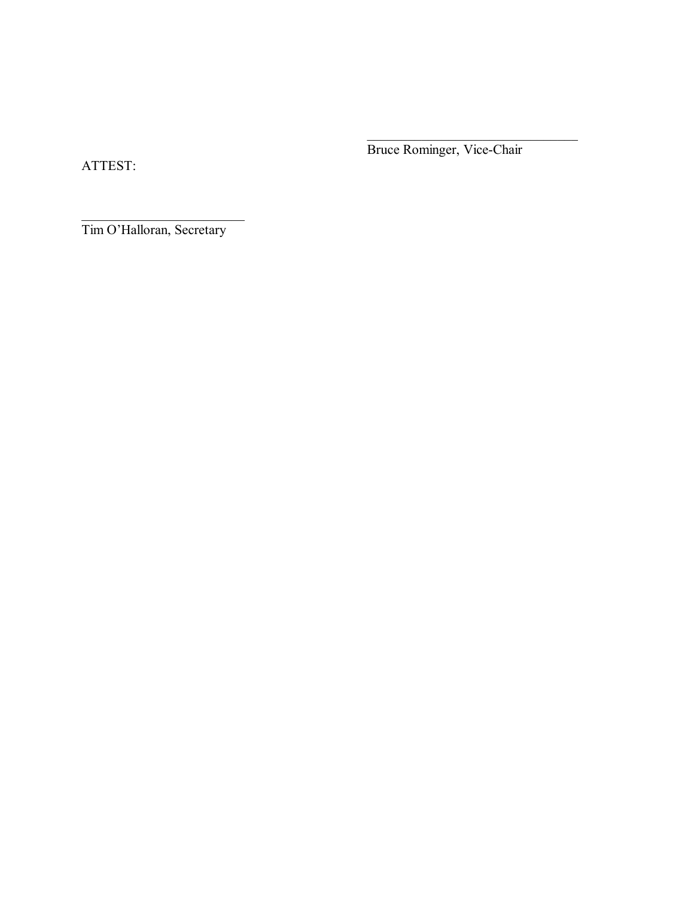\_\_\_\_\_\_\_\_\_\_\_\_\_\_\_\_\_\_\_\_\_\_\_\_\_\_\_\_\_\_\_\_\_\_

Bruce Rominger, Vice-Chair

ATTEST:

\_\_\_\_\_\_\_\_\_\_\_\_\_\_\_\_\_\_\_\_\_\_\_\_\_\_

Tim O'Halloran, Secretary